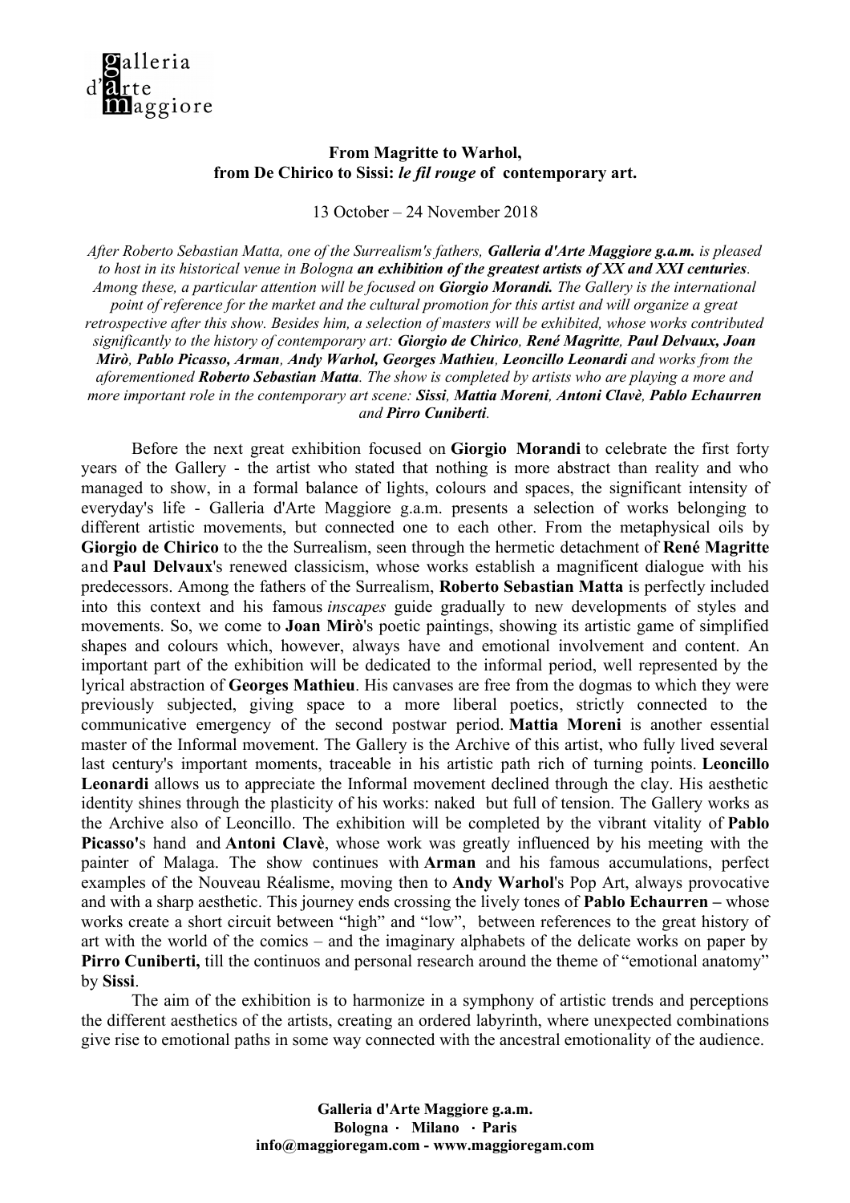galleria d'arte maggiore

**From Magritte to Warhol,**
**from De Chirico to Sissi: *le fil rouge* of contemporary art.**

13 October – 24 November 2018

*After Roberto Sebastian Matta, one of the Surrealism's fathers,* ***Galleria d'Arte Maggiore g.a.m.*** *is pleased to host in its historical venue in Bologna* ***an exhibition of the greatest artists of XX and XXI centuries****. Among these, a particular attention will be focused on* ***Giorgio Morandi.*** *The Gallery is the international point of reference for the market and the cultural promotion for this artist and will organize a great retrospective after this show. Besides him, a selection of masters will be exhibited, whose works contributed significantly to the history of contemporary art:* ***Giorgio de Chirico****,* ***René Magritte****,* ***Paul Delvaux, Joan Mirò****,* ***Pablo Picasso, Arman****,* ***Andy Warhol, Georges Mathieu****,* ***Leoncillo Leonardi*** *and works from the aforementioned* ***Roberto Sebastian Matta****. The show is completed by artists who are playing a more and more important role in the contemporary art scene:* ***Sissi****,* ***Mattia Moreni****,* ***Antoni Clavè****,* ***Pablo Echaurren*** *and* ***Pirro Cuniberti****.*

Before the next great exhibition focused on **Giorgio Morandi** to celebrate the first forty years of the Gallery - the artist who stated that nothing is more abstract than reality and who managed to show, in a formal balance of lights, colours and spaces, the significant intensity of everyday's life - Galleria d'Arte Maggiore g.a.m. presents a selection of works belonging to different artistic movements, but connected one to each other. From the metaphysical oils by **Giorgio de Chirico** to the the Surrealism, seen through the hermetic detachment of **René Magritte** and **Paul Delvaux**'s renewed classicism, whose works establish a magnificent dialogue with his predecessors. Among the fathers of the Surrealism, **Roberto Sebastian Matta** is perfectly included into this context and his famous *inscapes* guide gradually to new developments of styles and movements. So, we come to **Joan Mirò**'s poetic paintings, showing its artistic game of simplified shapes and colours which, however, always have and emotional involvement and content. An important part of the exhibition will be dedicated to the informal period, well represented by the lyrical abstraction of **Georges Mathieu**. His canvases are free from the dogmas to which they were previously subjected, giving space to a more liberal poetics, strictly connected to the communicative emergency of the second postwar period. **Mattia Moreni** is another essential master of the Informal movement. The Gallery is the Archive of this artist, who fully lived several last century's important moments, traceable in his artistic path rich of turning points. **Leoncillo Leonardi** allows us to appreciate the Informal movement declined through the clay. His aesthetic identity shines through the plasticity of his works: naked but full of tension. The Gallery works as the Archive also of Leoncillo. The exhibition will be completed by the vibrant vitality of **Pablo Picasso'**s hand and **Antoni Clavè**, whose work was greatly influenced by his meeting with the painter of Malaga. The show continues with **Arman** and his famous accumulations, perfect examples of the Nouveau Réalisme, moving then to **Andy Warhol**'s Pop Art, always provocative and with a sharp aesthetic. This journey ends crossing the lively tones of **Pablo Echaurren –** whose works create a short circuit between "high" and "low", between references to the great history of art with the world of the comics – and the imaginary alphabets of the delicate works on paper by **Pirro Cuniberti,** till the continuos and personal research around the theme of "emotional anatomy" by **Sissi**.

The aim of the exhibition is to harmonize in a symphony of artistic trends and perceptions the different aesthetics of the artists, creating an ordered labyrinth, where unexpected combinations give rise to emotional paths in some way connected with the ancestral emotionality of the audience.

**Galleria d'Arte Maggiore g.a.m.**
**Bologna · Milano · Paris**
**info@maggioregam.com - www.maggioregam.com**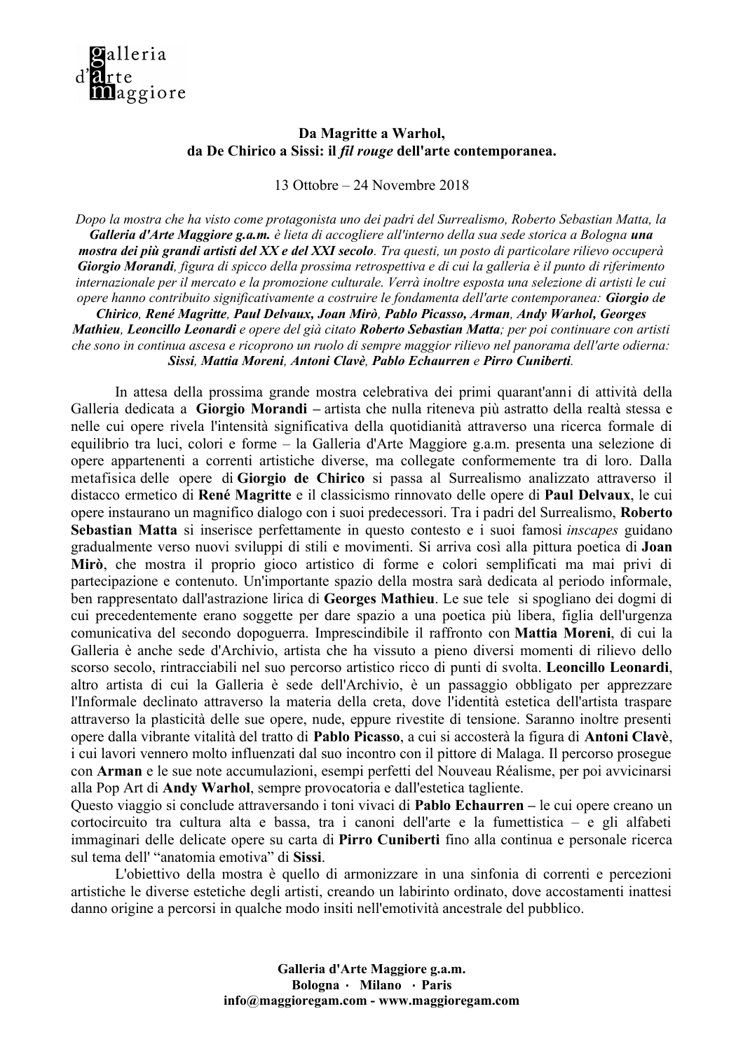galleria d'arte maggiore

**Da Magritte a Warhol,**
**da De Chirico a Sissi: il *fil rouge* dell'arte contemporanea.**

13 Ottobre – 24 Novembre 2018

*Dopo la mostra che ha visto come protagonista uno dei padri del Surrealismo, Roberto Sebastian Matta, la* ***Galleria d'Arte Maggiore g.a.m.*** *è lieta di accogliere all'interno della sua sede storica a Bologna* ***una mostra dei più grandi artisti del XX e del XXI secolo****. Tra questi, un posto di particolare rilievo occuperà* ***Giorgio Morandi****, figura di spicco della prossima retrospettiva e di cui la galleria è il punto di riferimento internazionale per il mercato e la promozione culturale. Verrà inoltre esposta una selezione di artisti le cui opere hanno contribuito significativamente a costruire le fondamenta dell'arte contemporanea:* ***Giorgio de Chirico****,* ***René Magritte****,* ***Paul Delvaux, Joan Mirò****,* ***Pablo Picasso****,* ***Arman****,* ***Andy Warhol, Georges Mathieu****,* ***Leoncillo Leonardi*** *e opere del già citato* ***Roberto Sebastian Matta****; per poi continuare con artisti che sono in continua ascesa e ricoprono un ruolo di sempre maggior rilievo nel panorama dell'arte odierna:* ***Sissi****,* ***Mattia Moreni****,* ***Antoni Clavè****,* ***Pablo Echaurren*** *e* ***Pirro Cuniberti****.*

In attesa della prossima grande mostra celebrativa dei primi quarant'anni di attività della Galleria dedicata a **Giorgio Morandi –** artista che nulla riteneva più astratto della realtà stessa e nelle cui opere rivela l'intensità significativa della quotidianità attraverso una ricerca formale di equilibrio tra luci, colori e forme – la Galleria d'Arte Maggiore g.a.m. presenta una selezione di opere appartenenti a correnti artistiche diverse, ma collegate conformemente tra di loro. Dalla metafisica delle opere di **Giorgio de Chirico** si passa al Surrealismo analizzato attraverso il distacco ermetico di **René Magritte** e il classicismo rinnovato delle opere di **Paul Delvaux**, le cui opere instaurano un magnifico dialogo con i suoi predecessori. Tra i padri del Surrealismo, **Roberto Sebastian Matta** si inserisce perfettamente in questo contesto e i suoi famosi *inscapes* guidano gradualmente verso nuovi sviluppi di stili e movimenti. Si arriva così alla pittura poetica di **Joan Mirò**, che mostra il proprio gioco artistico di forme e colori semplificati ma mai privi di partecipazione e contenuto. Un'importante spazio della mostra sarà dedicata al periodo informale, ben rappresentato dall'astrazione lirica di **Georges Mathieu**. Le sue tele si spogliano dei dogmi di cui precedentemente erano soggette per dare spazio a una poetica più libera, figlia dell'urgenza comunicativa del secondo dopoguerra. Imprescindibile il raffronto con **Mattia Moreni**, di cui la Galleria è anche sede d'Archivio, artista che ha vissuto a pieno diversi momenti di rilievo dello scorso secolo, rintracciabili nel suo percorso artistico ricco di punti di svolta. **Leoncillo Leonardi**, altro artista di cui la Galleria è sede dell'Archivio, è un passaggio obbligato per apprezzare l'Informale declinato attraverso la materia della creta, dove l'identità estetica dell'artista traspare attraverso la plasticità delle sue opere, nude, eppure rivestite di tensione. Saranno inoltre presenti opere dalla vibrante vitalità del tratto di **Pablo Picasso**, a cui si accosterà la figura di **Antoni Clavè**, i cui lavori vennero molto influenzati dal suo incontro con il pittore di Malaga. Il percorso prosegue con **Arman** e le sue note accumulazioni, esempi perfetti del Nouveau Réalisme, per poi avvicinarsi alla Pop Art di **Andy Warhol**, sempre provocatoria e dall'estetica tagliente.
Questo viaggio si conclude attraversando i toni vivaci di **Pablo Echaurren –** le cui opere creano un cortocircuito tra cultura alta e bassa, tra i canoni dell'arte e la fumettistica – e gli alfabeti immaginari delle delicate opere su carta di **Pirro Cuniberti** fino alla continua e personale ricerca sul tema dell' "anatomia emotiva" di **Sissi**.

L'obiettivo della mostra è quello di armonizzare in una sinfonia di correnti e percezioni artistiche le diverse estetiche degli artisti, creando un labirinto ordinato, dove accostamenti inattesi danno origine a percorsi in qualche modo insiti nell'emotività ancestrale del pubblico.

**Galleria d'Arte Maggiore g.a.m.**
**Bologna · Milano · Paris**
**info@maggioregam.com - www.maggioregam.com**